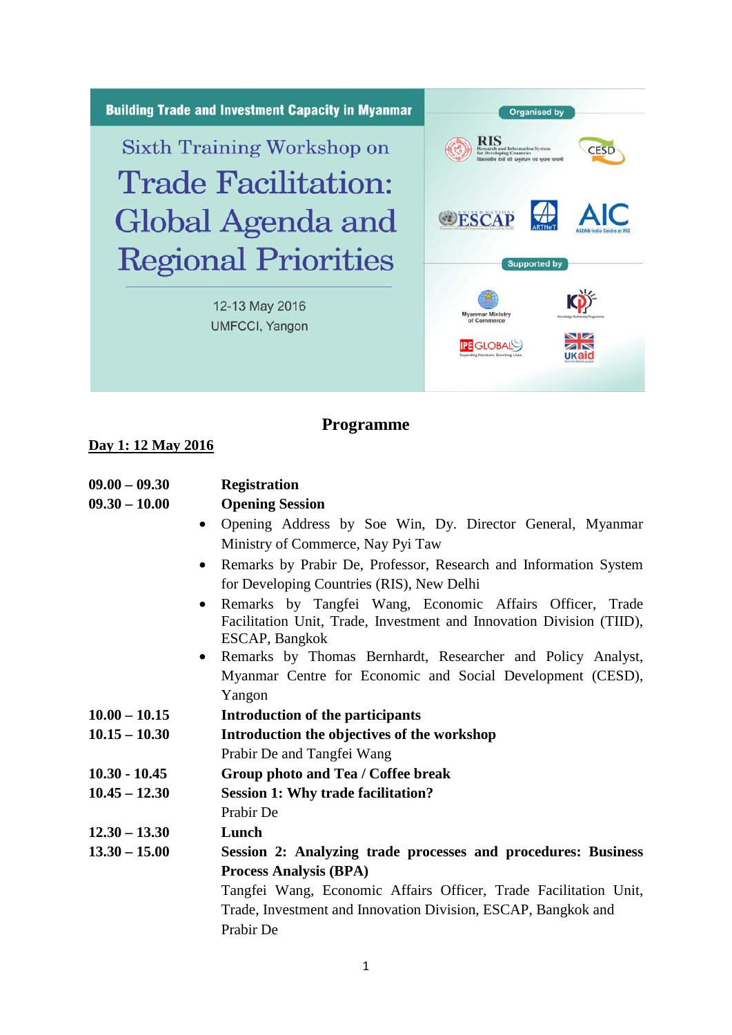Building Trade and Investment Capacity in Myanmar

Sixth Training Workshop on

# Trade Facilitation: Global Agenda and Regional Priorities

12-13 May 2016
UMFCCI, Yangon

Organised by

RIS Research and Information System for Developing Countries

CESD

UNITED NATIONS ESCAP

ARTNeT

AIC ASEAN-India Centre at RIS

Supported by

Myanmar Ministry of Commerce

KPP

IPE GLOBAL

UKaid

## Programme

**Day 1: 12 May 2016**

**09.00 – 09.30** **Registration**

**09.30 – 10.00** **Opening Session**

- Opening Address by Soe Win, Dy. Director General, Myanmar Ministry of Commerce, Nay Pyi Taw
- Remarks by Prabir De, Professor, Research and Information System for Developing Countries (RIS), New Delhi
- Remarks by Tangfei Wang, Economic Affairs Officer, Trade Facilitation Unit, Trade, Investment and Innovation Division (TIID), ESCAP, Bangkok
- Remarks by Thomas Bernhardt, Researcher and Policy Analyst, Myanmar Centre for Economic and Social Development (CESD), Yangon

**10.00 – 10.15** **Introduction of the participants**

**10.15 – 10.30** **Introduction the objectives of the workshop**
Prabir De and Tangfei Wang

**10.30 - 10.45** **Group photo and Tea / Coffee break**

**10.45 – 12.30** **Session 1: Why trade facilitation?**
Prabir De

**12.30 – 13.30** **Lunch**

**13.30 – 15.00** **Session 2: Analyzing trade processes and procedures: Business Process Analysis (BPA)**
Tangfei Wang, Economic Affairs Officer, Trade Facilitation Unit, Trade, Investment and Innovation Division, ESCAP, Bangkok and Prabir De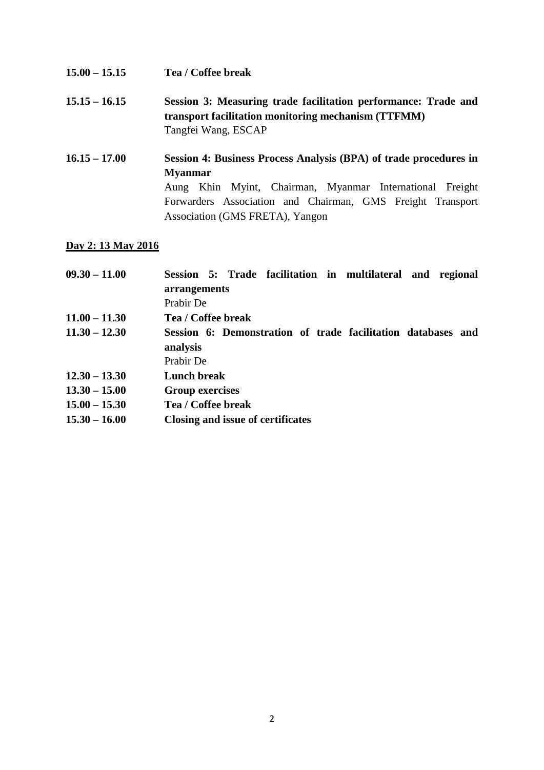| | |
|---|---|
| **15.00 – 15.15** | **Tea / Coffee break** |
| **15.15 – 16.15** | **Session 3: Measuring trade facilitation performance: Trade and transport facilitation monitoring mechanism (TTFMM)**<br>Tangfei Wang, ESCAP |
| **16.15 – 17.00** | **Session 4: Business Process Analysis (BPA) of trade procedures in Myanmar**<br>Aung Khin Myint, Chairman, Myanmar International Freight Forwarders Association and Chairman, GMS Freight Transport Association (GMS FRETA), Yangon |

**<u>Day 2: 13 May 2016</u>**

| | |
|---|---|
| **09.30 – 11.00** | **Session 5: Trade facilitation in multilateral and regional arrangements**<br>Prabir De |
| **11.00 – 11.30** | **Tea / Coffee break** |
| **11.30 – 12.30** | **Session 6: Demonstration of trade facilitation databases and analysis**<br>Prabir De |
| **12.30 – 13.30** | **Lunch break** |
| **13.30 – 15.00** | **Group exercises** |
| **15.00 – 15.30** | **Tea / Coffee break** |
| **15.30 – 16.00** | **Closing and issue of certificates** |